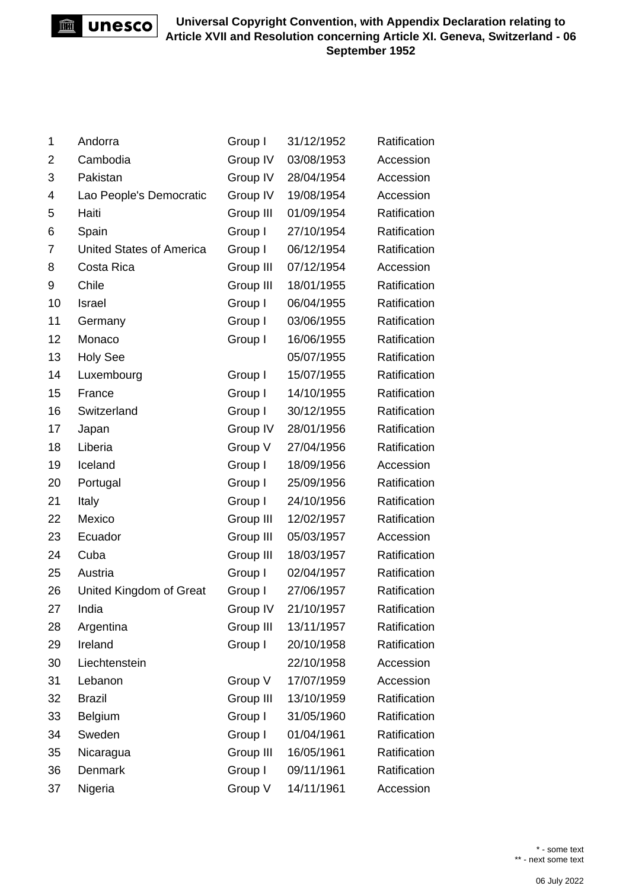# Universal Copyright Convention, with Appendix Declaration relating to Article XVII and Resolution concerning Article XI. Geneva, Switzerland - 06 September 1952

| | | | | |
|---|---|---|---|---|
| 1 | Andorra | Group I | 31/12/1952 | Ratification |
| 2 | Cambodia | Group IV | 03/08/1953 | Accession |
| 3 | Pakistan | Group IV | 28/04/1954 | Accession |
| 4 | Lao People's Democratic | Group IV | 19/08/1954 | Accession |
| 5 | Haiti | Group III | 01/09/1954 | Ratification |
| 6 | Spain | Group I | 27/10/1954 | Ratification |
| 7 | United States of America | Group I | 06/12/1954 | Ratification |
| 8 | Costa Rica | Group III | 07/12/1954 | Accession |
| 9 | Chile | Group III | 18/01/1955 | Ratification |
| 10 | Israel | Group I | 06/04/1955 | Ratification |
| 11 | Germany | Group I | 03/06/1955 | Ratification |
| 12 | Monaco | Group I | 16/06/1955 | Ratification |
| 13 | Holy See | | 05/07/1955 | Ratification |
| 14 | Luxembourg | Group I | 15/07/1955 | Ratification |
| 15 | France | Group I | 14/10/1955 | Ratification |
| 16 | Switzerland | Group I | 30/12/1955 | Ratification |
| 17 | Japan | Group IV | 28/01/1956 | Ratification |
| 18 | Liberia | Group V | 27/04/1956 | Ratification |
| 19 | Iceland | Group I | 18/09/1956 | Accession |
| 20 | Portugal | Group I | 25/09/1956 | Ratification |
| 21 | Italy | Group I | 24/10/1956 | Ratification |
| 22 | Mexico | Group III | 12/02/1957 | Ratification |
| 23 | Ecuador | Group III | 05/03/1957 | Accession |
| 24 | Cuba | Group III | 18/03/1957 | Ratification |
| 25 | Austria | Group I | 02/04/1957 | Ratification |
| 26 | United Kingdom of Great | Group I | 27/06/1957 | Ratification |
| 27 | India | Group IV | 21/10/1957 | Ratification |
| 28 | Argentina | Group III | 13/11/1957 | Ratification |
| 29 | Ireland | Group I | 20/10/1958 | Ratification |
| 30 | Liechtenstein | | 22/10/1958 | Accession |
| 31 | Lebanon | Group V | 17/07/1959 | Accession |
| 32 | Brazil | Group III | 13/10/1959 | Ratification |
| 33 | Belgium | Group I | 31/05/1960 | Ratification |
| 34 | Sweden | Group I | 01/04/1961 | Ratification |
| 35 | Nicaragua | Group III | 16/05/1961 | Ratification |
| 36 | Denmark | Group I | 09/11/1961 | Ratification |
| 37 | Nigeria | Group V | 14/11/1961 | Accession |

\* - some text
\** - next some text

06 July 2022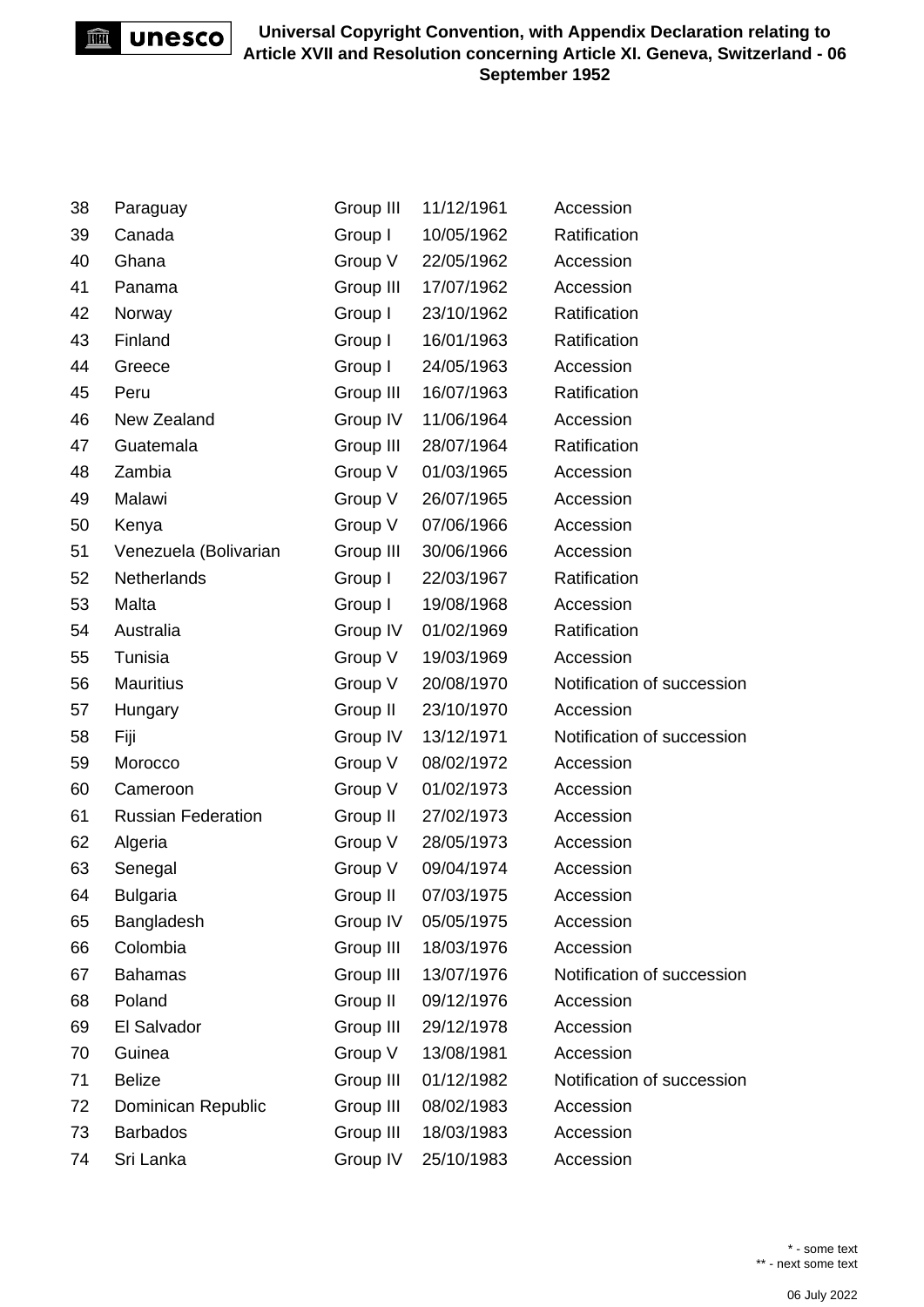| 38 | Paraguay | Group III | 11/12/1961 | Accession |
|---|---|---|---|---|
| 39 | Canada | Group I | 10/05/1962 | Ratification |
| 40 | Ghana | Group V | 22/05/1962 | Accession |
| 41 | Panama | Group III | 17/07/1962 | Accession |
| 42 | Norway | Group I | 23/10/1962 | Ratification |
| 43 | Finland | Group I | 16/01/1963 | Ratification |
| 44 | Greece | Group I | 24/05/1963 | Accession |
| 45 | Peru | Group III | 16/07/1963 | Ratification |
| 46 | New Zealand | Group IV | 11/06/1964 | Accession |
| 47 | Guatemala | Group III | 28/07/1964 | Ratification |
| 48 | Zambia | Group V | 01/03/1965 | Accession |
| 49 | Malawi | Group V | 26/07/1965 | Accession |
| 50 | Kenya | Group V | 07/06/1966 | Accession |
| 51 | Venezuela (Bolivarian | Group III | 30/06/1966 | Accession |
| 52 | Netherlands | Group I | 22/03/1967 | Ratification |
| 53 | Malta | Group I | 19/08/1968 | Accession |
| 54 | Australia | Group IV | 01/02/1969 | Ratification |
| 55 | Tunisia | Group V | 19/03/1969 | Accession |
| 56 | Mauritius | Group V | 20/08/1970 | Notification of succession |
| 57 | Hungary | Group II | 23/10/1970 | Accession |
| 58 | Fiji | Group IV | 13/12/1971 | Notification of succession |
| 59 | Morocco | Group V | 08/02/1972 | Accession |
| 60 | Cameroon | Group V | 01/02/1973 | Accession |
| 61 | Russian Federation | Group II | 27/02/1973 | Accession |
| 62 | Algeria | Group V | 28/05/1973 | Accession |
| 63 | Senegal | Group V | 09/04/1974 | Accession |
| 64 | Bulgaria | Group II | 07/03/1975 | Accession |
| 65 | Bangladesh | Group IV | 05/05/1975 | Accession |
| 66 | Colombia | Group III | 18/03/1976 | Accession |
| 67 | Bahamas | Group III | 13/07/1976 | Notification of succession |
| 68 | Poland | Group II | 09/12/1976 | Accession |
| 69 | El Salvador | Group III | 29/12/1978 | Accession |
| 70 | Guinea | Group V | 13/08/1981 | Accession |
| 71 | Belize | Group III | 01/12/1982 | Notification of succession |
| 72 | Dominican Republic | Group III | 08/02/1983 | Accession |
| 73 | Barbados | Group III | 18/03/1983 | Accession |
| 74 | Sri Lanka | Group IV | 25/10/1983 | Accession |

* - some text
** - next some text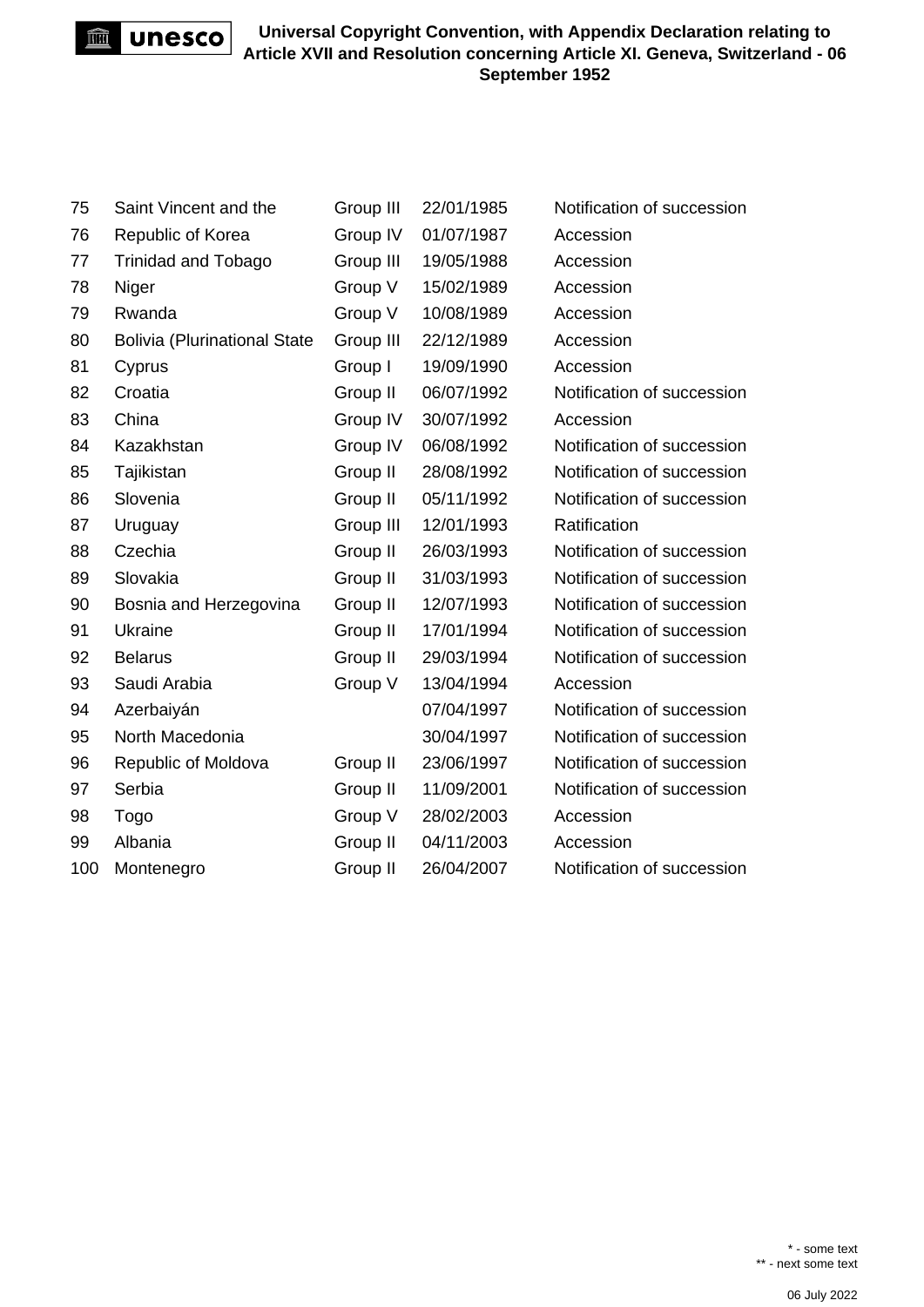| | | | | |
|---|---|---|---|---|
| 75 | Saint Vincent and the | Group III | 22/01/1985 | Notification of succession |
| 76 | Republic of Korea | Group IV | 01/07/1987 | Accession |
| 77 | Trinidad and Tobago | Group III | 19/05/1988 | Accession |
| 78 | Niger | Group V | 15/02/1989 | Accession |
| 79 | Rwanda | Group V | 10/08/1989 | Accession |
| 80 | Bolivia (Plurinational State | Group III | 22/12/1989 | Accession |
| 81 | Cyprus | Group I | 19/09/1990 | Accession |
| 82 | Croatia | Group II | 06/07/1992 | Notification of succession |
| 83 | China | Group IV | 30/07/1992 | Accession |
| 84 | Kazakhstan | Group IV | 06/08/1992 | Notification of succession |
| 85 | Tajikistan | Group II | 28/08/1992 | Notification of succession |
| 86 | Slovenia | Group II | 05/11/1992 | Notification of succession |
| 87 | Uruguay | Group III | 12/01/1993 | Ratification |
| 88 | Czechia | Group II | 26/03/1993 | Notification of succession |
| 89 | Slovakia | Group II | 31/03/1993 | Notification of succession |
| 90 | Bosnia and Herzegovina | Group II | 12/07/1993 | Notification of succession |
| 91 | Ukraine | Group II | 17/01/1994 | Notification of succession |
| 92 | Belarus | Group II | 29/03/1994 | Notification of succession |
| 93 | Saudi Arabia | Group V | 13/04/1994 | Accession |
| 94 | Azerbaiyán | | 07/04/1997 | Notification of succession |
| 95 | North Macedonia | | 30/04/1997 | Notification of succession |
| 96 | Republic of Moldova | Group II | 23/06/1997 | Notification of succession |
| 97 | Serbia | Group II | 11/09/2001 | Notification of succession |
| 98 | Togo | Group V | 28/02/2003 | Accession |
| 99 | Albania | Group II | 04/11/2003 | Accession |
| 100 | Montenegro | Group II | 26/04/2007 | Notification of succession |

* - some text
** - next some text

06 July 2022